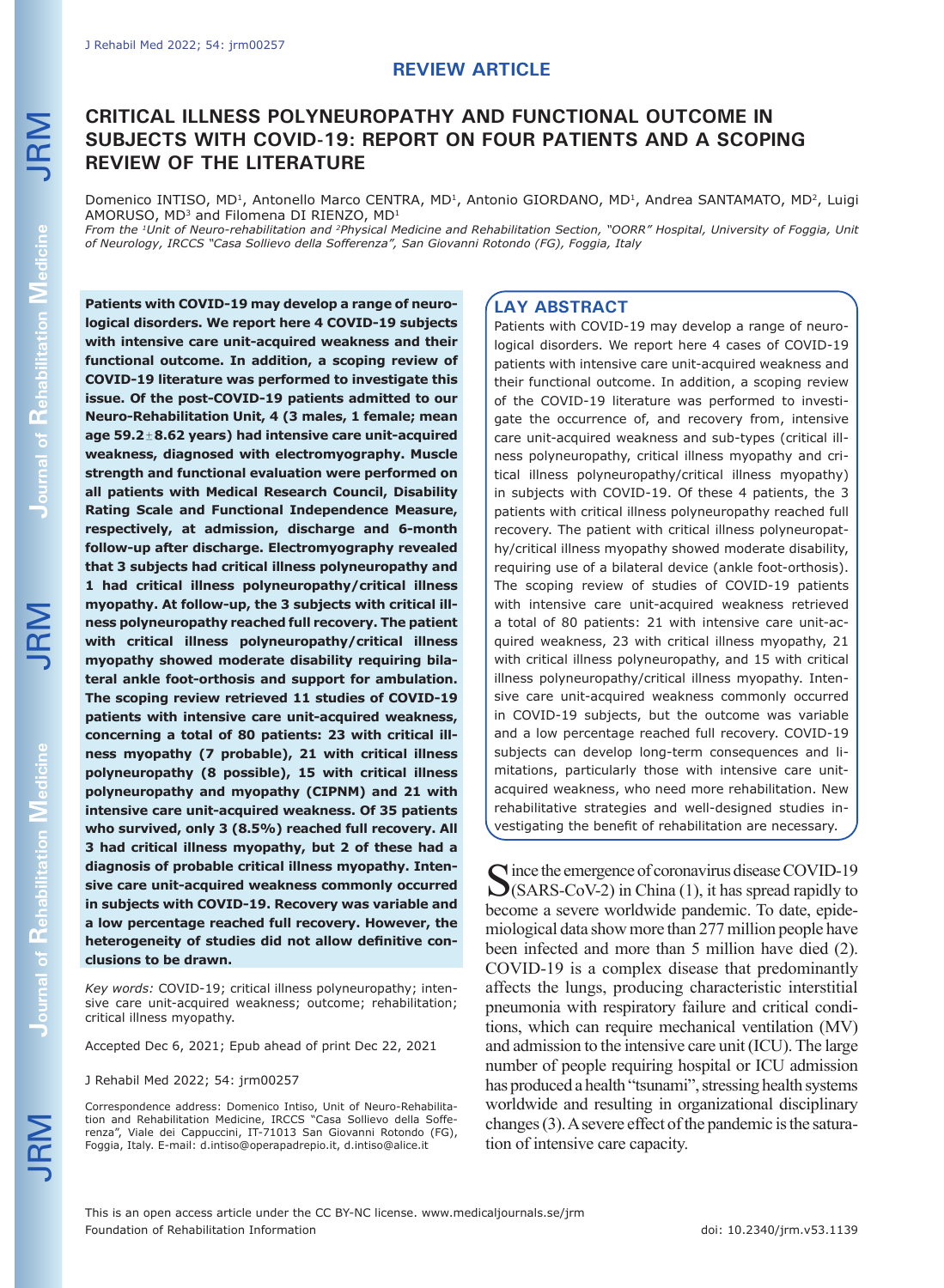REVIEW ARTICLE

# CRITICAL ILLNESS POLYNEUROPATHY AND FUNCTIONAL OUTCOME IN SUBJECTS WITH COVID-19: REPORT ON FOUR PATIENTS AND A SCOPING REVIEW OF THE LITERATURE

Domenico INTISO, MD[1], Antonello Marco CENTRA, MD[1], Antonio GIORDANO, MD[1], Andrea SANTAMATO, MD[2], Luigi AMORUSO, MD[3] and Filomena DI RIENZO, MD[1]

*From the [1]Unit of Neuro-rehabilitation and [2]Physical Medicine and Rehabilitation Section, "OORR" Hospital, University of Foggia, Unit of Neurology, IRCCS "Casa Sollievo della Sofferenza", San Giovanni Rotondo (FG), Foggia, Italy*

**Patients with COVID-19 may develop a range of neurological disorders. We report here 4 COVID-19 subjects with intensive care unit-acquired weakness and their functional outcome. In addition, a scoping review of COVID-19 literature was performed to investigate this issue. Of the post-COVID-19 patients admitted to our Neuro-Rehabilitation Unit, 4 (3 males, 1 female; mean age 59.2±8.62 years) had intensive care unit-acquired weakness, diagnosed with electromyography. Muscle strength and functional evaluation were performed on all patients with Medical Research Council, Disability Rating Scale and Functional Independence Measure, respectively, at admission, discharge and 6-month follow-up after discharge. Electromyography revealed that 3 subjects had critical illness polyneuropathy and 1 had critical illness polyneuropathy/critical illness myopathy. At follow-up, the 3 subjects with critical illness polyneuropathy reached full recovery. The patient with critical illness polyneuropathy/critical illness myopathy showed moderate disability requiring bilateral ankle foot-orthosis and support for ambulation. The scoping review retrieved 11 studies of COVID-19 patients with intensive care unit-acquired weakness, concerning a total of 80 patients: 23 with critical illness myopathy (7 probable), 21 with critical illness polyneuropathy (8 possible), 15 with critical illness polyneuropathy and myopathy (CIPNM) and 21 with intensive care unit-acquired weakness. Of 35 patients who survived, only 3 (8.5%) reached full recovery. All 3 had critical illness myopathy, but 2 of these had a diagnosis of probable critical illness myopathy. Intensive care unit-acquired weakness commonly occurred in subjects with COVID-19. Recovery was variable and a low percentage reached full recovery. However, the heterogeneity of studies did not allow definitive conclusions to be drawn.**

*Key words:* COVID-19; critical illness polyneuropathy; intensive care unit-acquired weakness; outcome; rehabilitation; critical illness myopathy.

Accepted Dec 6, 2021; Epub ahead of print Dec 22, 2021

J Rehabil Med 2022; 54: jrm00257

Correspondence address: Domenico Intiso, Unit of Neuro-Rehabilitation and Rehabilitation Medicine, IRCCS "Casa Sollievo della Sofferenza", Viale dei Cappuccini, IT-71013 San Giovanni Rotondo (FG), Foggia, Italy. E-mail: d.intiso@operapadrepio.it, d.intiso@alice.it

## LAY ABSTRACT

Patients with COVID-19 may develop a range of neurological disorders. We report here 4 cases of COVID-19 patients with intensive care unit-acquired weakness and their functional outcome. In addition, a scoping review of the COVID-19 literature was performed to investigate the occurrence of, and recovery from, intensive care unit-acquired weakness and sub-types (critical illness polyneuropathy, critical illness myopathy and critical illness polyneuropathy/critical illness myopathy) in subjects with COVID-19. Of these 4 patients, the 3 patients with critical illness polyneuropathy reached full recovery. The patient with critical illness polyneuropathy/critical illness myopathy showed moderate disability, requiring use of a bilateral device (ankle foot-orthosis). The scoping review of studies of COVID-19 patients with intensive care unit-acquired weakness retrieved a total of 80 patients: 21 with intensive care unit-acquired weakness, 23 with critical illness myopathy, 21 with critical illness polyneuropathy, and 15 with critical illness polyneuropathy/critical illness myopathy. Intensive care unit-acquired weakness commonly occurred in COVID-19 subjects, but the outcome was variable and a low percentage reached full recovery. COVID-19 subjects can develop long-term consequences and limitations, particularly those with intensive care unit-acquired weakness, who need more rehabilitation. New rehabilitative strategies and well-designed studies investigating the benefit of rehabilitation are necessary.

Since the emergence of coronavirus disease COVID-19 (SARS-CoV-2) in China (1), it has spread rapidly to become a severe worldwide pandemic. To date, epidemiological data show more than 277 million people have been infected and more than 5 million have died (2). COVID-19 is a complex disease that predominantly affects the lungs, producing characteristic interstitial pneumonia with respiratory failure and critical conditions, which can require mechanical ventilation (MV) and admission to the intensive care unit (ICU). The large number of people requiring hospital or ICU admission has produced a health "tsunami", stressing health systems worldwide and resulting in organizational disciplinary changes (3). A severe effect of the pandemic is the saturation of intensive care capacity.

This is an open access article under the CC BY-NC license. www.medicaljournals.se/jrm
Foundation of Rehabilitation Information doi: 10.2340/jrm.v53.1139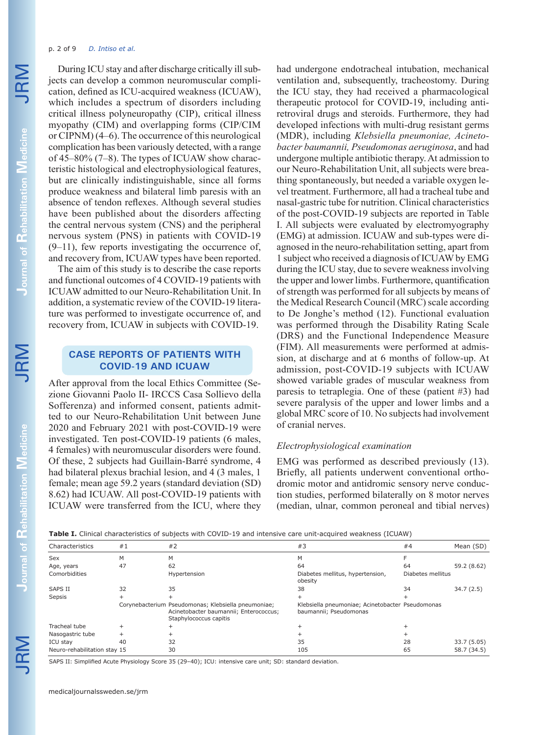During ICU stay and after discharge critically ill subjects can develop a common neuromuscular complication, defined as ICU-acquired weakness (ICUAW), which includes a spectrum of disorders including critical illness polyneuropathy (CIP), critical illness myopathy (CIM) and overlapping forms (CIP/CIM or CIPNM) (4–6). The occurrence of this neurological complication has been variously detected, with a range of 45–80% (7–8). The types of ICUAW show characteristic histological and electrophysiological features, but are clinically indistinguishable, since all forms produce weakness and bilateral limb paresis with an absence of tendon reflexes. Although several studies have been published about the disorders affecting the central nervous system (CNS) and the peripheral nervous system (PNS) in patients with COVID-19 (9–11), few reports investigating the occurrence of, and recovery from, ICUAW types have been reported.

The aim of this study is to describe the case reports and functional outcomes of 4 COVID-19 patients with ICUAW admitted to our Neuro-Rehabilitation Unit. In addition, a systematic review of the COVID-19 literature was performed to investigate occurrence of, and recovery from, ICUAW in subjects with COVID-19.

## CASE REPORTS OF PATIENTS WITH COVID-19 AND ICUAW

After approval from the local Ethics Committee (Sezione Giovanni Paolo II- IRCCS Casa Sollievo della Sofferenza) and informed consent, patients admitted to our Neuro-Rehabilitation Unit between June 2020 and February 2021 with post-COVID-19 were investigated. Ten post-COVID-19 patients (6 males, 4 females) with neuromuscular disorders were found. Of these, 2 subjects had Guillain-Barré syndrome, 4 had bilateral plexus brachial lesion, and 4 (3 males, 1 female; mean age 59.2 years (standard deviation (SD) 8.62) had ICUAW. All post-COVID-19 patients with ICUAW were transferred from the ICU, where they had undergone endotracheal intubation, mechanical ventilation and, subsequently, tracheostomy. During the ICU stay, they had received a pharmacological therapeutic protocol for COVID-19, including antiretroviral drugs and steroids. Furthermore, they had developed infections with multi-drug resistant germs (MDR), including *Klebsiella pneumoniae, Acinetobacter baumannii, Pseudomonas aeruginosa*, and had undergone multiple antibiotic therapy. At admission to our Neuro-Rehabilitation Unit, all subjects were breathing spontaneously, but needed a variable oxygen level treatment. Furthermore, all had a tracheal tube and nasal-gastric tube for nutrition. Clinical characteristics of the post-COVID-19 subjects are reported in Table I. All subjects were evaluated by electromyography (EMG) at admission. ICUAW and sub-types were diagnosed in the neuro-rehabilitation setting, apart from 1 subject who received a diagnosis of ICUAW by EMG during the ICU stay, due to severe weakness involving the upper and lower limbs. Furthermore, quantification of strength was performed for all subjects by means of the Medical Research Council (MRC) scale according to De Jonghe's method (12). Functional evaluation was performed through the Disability Rating Scale (DRS) and the Functional Independence Measure (FIM). All measurements were performed at admission, at discharge and at 6 months of follow-up. At admission, post-COVID-19 subjects with ICUAW showed variable grades of muscular weakness from paresis to tetraplegia. One of these (patient #3) had severe paralysis of the upper and lower limbs and a global MRC score of 10. No subjects had involvement of cranial nerves.

### *Electrophysiological examination*

EMG was performed as described previously (13). Briefly, all patients underwent conventional orthodromic motor and antidromic sensory nerve conduction studies, performed bilaterally on 8 motor nerves (median, ulnar, common peroneal and tibial nerves)

**Table I.** Clinical characteristics of subjects with COVID-19 and intensive care unit-acquired weakness (ICUAW)

| Characteristics | #1 | #2 | #3 | #4 | Mean (SD) |
|---|---|---|---|---|---|
| Sex | M | M | M | F | |
| Age, years | 47 | 62 | 64 | 64 | 59.2 (8.62) |
| Comorbidities | | Hypertension | Diabetes mellitus, hypertension, obesity | Diabetes mellitus | |
| SAPS II | 32 | 35 | 38 | 34 | 34.7 (2.5) |
| Sepsis | + | + | + | + | |
| | Corynebacterium | Pseudomonas; Klebsiella pneumoniae; Acinetobacter baumannii; Enterococcus; Staphylococcus capitis | Klebsiella pneumoniae; Acinetobacter baumannii; Pseudomonas | Pseudomonas | |
| Tracheal tube | + | + | + | + | |
| Nasogastric tube | + | + | + | + | |
| ICU stay | 40 | 32 | 35 | 28 | 33.7 (5.05) |
| Neuro-rehabilitation stay | 15 | 30 | 105 | 65 | 58.7 (34.5) |

SAPS II: Simplified Acute Physiology Score 35 (29–40); ICU: intensive care unit; SD: standard deviation.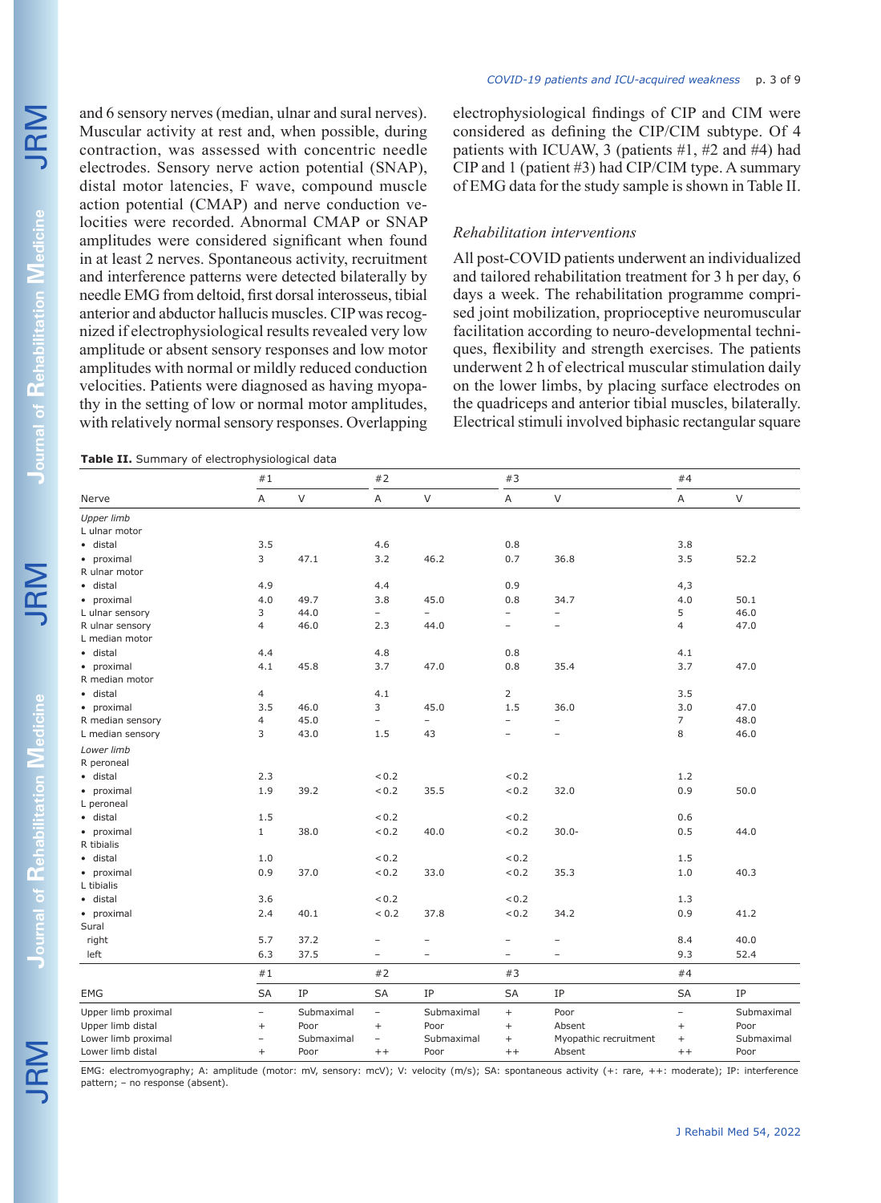and 6 sensory nerves (median, ulnar and sural nerves). Muscular activity at rest and, when possible, during contraction, was assessed with concentric needle electrodes. Sensory nerve action potential (SNAP), distal motor latencies, F wave, compound muscle action potential (CMAP) and nerve conduction velocities were recorded. Abnormal CMAP or SNAP amplitudes were considered significant when found in at least 2 nerves. Spontaneous activity, recruitment and interference patterns were detected bilaterally by needle EMG from deltoid, first dorsal interosseus, tibial anterior and abductor hallucis muscles. CIP was recognized if electrophysiological results revealed very low amplitude or absent sensory responses and low motor amplitudes with normal or mildly reduced conduction velocities. Patients were diagnosed as having myopathy in the setting of low or normal motor amplitudes, with relatively normal sensory responses. Overlapping electrophysiological findings of CIP and CIM were considered as defining the CIP/CIM subtype. Of 4 patients with ICUAW, 3 (patients #1, #2 and #4) had CIP and 1 (patient #3) had CIP/CIM type. A summary of EMG data for the study sample is shown in Table II.

### *Rehabilitation interventions*

All post-COVID patients underwent an individualized and tailored rehabilitation treatment for 3 h per day, 6 days a week. The rehabilitation programme comprised joint mobilization, proprioceptive neuromuscular facilitation according to neuro-developmental techniques, flexibility and strength exercises. The patients underwent 2 h of electrical muscular stimulation daily on the lower limbs, by placing surface electrodes on the quadriceps and anterior tibial muscles, bilaterally. Electrical stimuli involved biphasic rectangular square

**Table II.** Summary of electrophysiological data

| | #1 | | #2 | | #3 | | #4 | |
|---|---|---|---|---|---|---|---|---|
| Nerve | A | V | A | V | A | V | A | V |
| *Upper limb* | | | | | | | | |
| L ulnar motor | | | | | | | | |
| • distal | 3.5 | | 4.6 | | 0.8 | | 3.8 | |
| • proximal | 3 | 47.1 | 3.2 | 46.2 | 0.7 | 36.8 | 3.5 | 52.2 |
| R ulnar motor | | | | | | | | |
| • distal | 4.9 | | 4.4 | | 0.9 | | 4,3 | |
| • proximal | 4.0 | 49.7 | 3.8 | 45.0 | 0.8 | 34.7 | 4.0 | 50.1 |
| L ulnar sensory | 3 | 44.0 | – | – | – | – | 5 | 46.0 |
| R ulnar sensory | 4 | 46.0 | 2.3 | 44.0 | – | – | 4 | 47.0 |
| L median motor | | | | | | | | |
| • distal | 4.4 | | 4.8 | | 0.8 | | 4.1 | |
| • proximal | 4.1 | 45.8 | 3.7 | 47.0 | 0.8 | 35.4 | 3.7 | 47.0 |
| R median motor | | | | | | | | |
| • distal | 4 | | 4.1 | | 2 | | 3.5 | |
| • proximal | 3.5 | 46.0 | 3 | 45.0 | 1.5 | 36.0 | 3.0 | 47.0 |
| R median sensory | 4 | 45.0 | – | – | – | – | 7 | 48.0 |
| L median sensory | 3 | 43.0 | 1.5 | 43 | – | – | 8 | 46.0 |
| *Lower limb* | | | | | | | | |
| R peroneal | | | | | | | | |
| • distal | 2.3 | | < 0.2 | | < 0.2 | | 1.2 | |
| • proximal | 1.9 | 39.2 | < 0.2 | 35.5 | < 0.2 | 32.0 | 0.9 | 50.0 |
| L peroneal | | | | | | | | |
| • distal | 1.5 | | < 0.2 | | < 0.2 | | 0.6 | |
| • proximal | 1 | 38.0 | < 0.2 | 40.0 | < 0.2 | 30.0- | 0.5 | 44.0 |
| R tibialis | | | | | | | | |
| • distal | 1.0 | | < 0.2 | | < 0.2 | | 1.5 | |
| • proximal | 0.9 | 37.0 | < 0.2 | 33.0 | < 0.2 | 35.3 | 1.0 | 40.3 |
| L tibialis | | | | | | | | |
| • distal | 3.6 | | < 0.2 | | < 0.2 | | 1.3 | |
| • proximal | 2.4 | 40.1 | < 0.2 | 37.8 | < 0.2 | 34.2 | 0.9 | 41.2 |
| Sural | | | | | | | | |
| right | 5.7 | 37.2 | – | – | – | – | 8.4 | 40.0 |
| left | 6.3 | 37.5 | – | – | – | – | 9.3 | 52.4 |
| | **#1** | | **#2** | | **#3** | | **#4** | |
| EMG | SA | IP | SA | IP | SA | IP | SA | IP |
| Upper limb proximal | – | Submaximal | – | Submaximal | + | Poor | – | Submaximal |
| Upper limb distal | + | Poor | + | Poor | + | Absent | + | Poor |
| Lower limb proximal | – | Submaximal | – | Submaximal | + | Myopathic recruitment | + | Submaximal |
| Lower limb distal | + | Poor | ++ | Poor | ++ | Absent | ++ | Poor |

EMG: electromyography; A: amplitude (motor: mV, sensory: mcV); V: velocity (m/s); SA: spontaneous activity (+: rare, ++: moderate); IP: interference pattern; – no response (absent).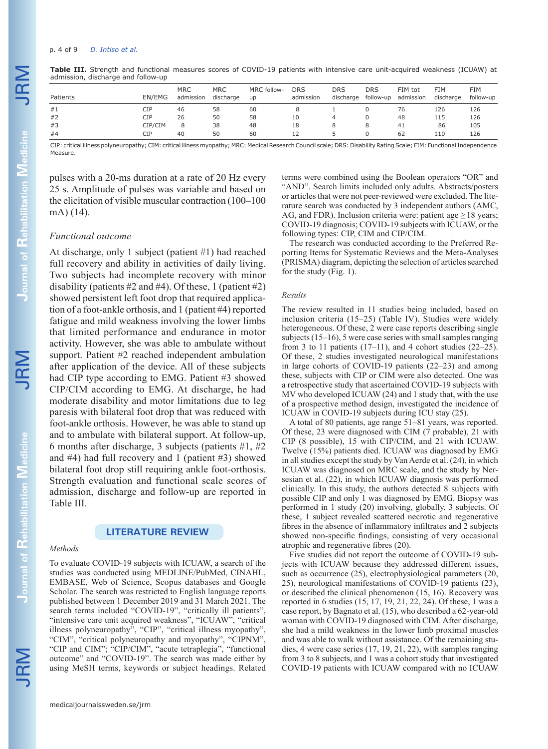**Table III.** Strength and functional measures scores of COVID-19 patients with intensive care unit-acquired weakness (ICUAW) at admission, discharge and follow-up

| Patients | EN/EMG | MRC admission | MRC discharge | MRC follow-up | DRS admission | DRS discharge | DRS follow-up | FIM tot admission | FIM discharge | FIM follow-up |
|---|---|---|---|---|---|---|---|---|---|---|
| #1 | CIP | 46 | 58 | 60 | 8 | 1 | 0 | 76 | 126 | 126 |
| #2 | CIP | 26 | 50 | 58 | 10 | 4 | 0 | 48 | 115 | 126 |
| #3 | CIP/CIM | 8 | 38 | 48 | 18 | 8 | 8 | 41 | 86 | 105 |
| #4 | CIP | 40 | 50 | 60 | 12 | 5 | 0 | 62 | 110 | 126 |

CIP: critical illness polyneuropathy; CIM: critical illness myopathy; MRC: Medical Research Council scale; DRS: Disability Rating Scale; FIM: Functional Independence Measure.

pulses with a 20-ms duration at a rate of 20 Hz every 25 s. Amplitude of pulses was variable and based on the elicitation of visible muscular contraction (100–100 mA) (14).

### *Functional outcome*

At discharge, only 1 subject (patient #1) had reached full recovery and ability in activities of daily living. Two subjects had incomplete recovery with minor disability (patients #2 and #4). Of these, 1 (patient #2) showed persistent left foot drop that required application of a foot-ankle orthosis, and 1 (patient #4) reported fatigue and mild weakness involving the lower limbs that limited performance and endurance in motor activity. However, she was able to ambulate without support. Patient #2 reached independent ambulation after application of the device. All of these subjects had CIP type according to EMG. Patient #3 showed CIP/CIM according to EMG. At discharge, he had moderate disability and motor limitations due to leg paresis with bilateral foot drop that was reduced with foot-ankle orthosis. However, he was able to stand up and to ambulate with bilateral support. At follow-up, 6 months after discharge, 3 subjects (patients #1, #2 and #4) had full recovery and 1 (patient #3) showed bilateral foot drop still requiring ankle foot-orthosis. Strength evaluation and functional scale scores of admission, discharge and follow-up are reported in Table III.

## LITERATURE REVIEW

### *Methods*

To evaluate COVID-19 subjects with ICUAW, a search of the studies was conducted using MEDLINE/PubMed, CINAHL, EMBASE, Web of Science, Scopus databases and Google Scholar. The search was restricted to English language reports published between 1 December 2019 and 31 March 2021. The search terms included "COVID-19", "critically ill patients", "intensive care unit acquired weakness", "ICUAW", "critical illness polyneuropathy", "CIP", "critical illness myopathy", "CIM", "critical polyneuropathy and myopathy", "CIPNM", "CIP and CIM"; "CIP/CIM", "acute tetraplegia", "functional outcome" and "COVID-19". The search was made either by using MeSH terms, keywords or subject headings. Related terms were combined using the Boolean operators "OR" and "AND". Search limits included only adults. Abstracts/posters or articles that were not peer-reviewed were excluded. The literature search was conducted by 3 independent authors (AMC, AG, and FDR). Inclusion criteria were: patient age ≥18 years; COVID-19 diagnosis; COVID-19 subjects with ICUAW, or the following types: CIP, CIM and CIP/CIM.

The research was conducted according to the Preferred Reporting Items for Systematic Reviews and the Meta-Analyses (PRISMA) diagram, depicting the selection of articles searched for the study (Fig. 1).

### *Results*

The review resulted in 11 studies being included, based on inclusion criteria (15–25) (Table IV). Studies were widely heterogeneous. Of these, 2 were case reports describing single subjects (15–16), 5 were case series with small samples ranging from 3 to 11 patients (17–11), and 4 cohort studies (22–25). Of these, 2 studies investigated neurological manifestations in large cohorts of COVID-19 patients (22–23) and among these, subjects with CIP or CIM were also detected. One was a retrospective study that ascertained COVID-19 subjects with MV who developed ICUAW (24) and 1 study that, with the use of a prospective method design, investigated the incidence of ICUAW in COVID-19 subjects during ICU stay (25).

A total of 80 patients, age range 51–81 years, was reported. Of these, 23 were diagnosed with CIM (7 probable), 21 with CIP (8 possible), 15 with CIP/CIM, and 21 with ICUAW. Twelve (15%) patients died. ICUAW was diagnosed by EMG in all studies except the study by Van Aerde et al. (24), in which ICUAW was diagnosed on MRC scale, and the study by Nersesian et al. (22), in which ICUAW diagnosis was performed clinically. In this study, the authors detected 8 subjects with possible CIP and only 1 was diagnosed by EMG. Biopsy was performed in 1 study (20) involving, globally, 3 subjects. Of these, 1 subject revealed scattered necrotic and regenerative fibres in the absence of inflammatory infiltrates and 2 subjects showed non-specific findings, consisting of very occasional atrophic and regenerative fibres (20).

Five studies did not report the outcome of COVID-19 subjects with ICUAW because they addressed different issues, such as occurrence (25), electrophysiological parameters (20, 25), neurological manifestations of COVID-19 patients (23), or described the clinical phenomenon (15, 16). Recovery was reported in 6 studies (15, 17, 19, 21, 22, 24). Of these, 1 was a case report, by Bagnato et al. (15), who described a 62-year-old woman with COVID-19 diagnosed with CIM. After discharge, she had a mild weakness in the lower limb proximal muscles and was able to walk without assistance. Of the remaining studies, 4 were case series (17, 19, 21, 22), with samples ranging from 3 to 8 subjects, and 1 was a cohort study that investigated COVID-19 patients with ICUAW compared with no ICUAW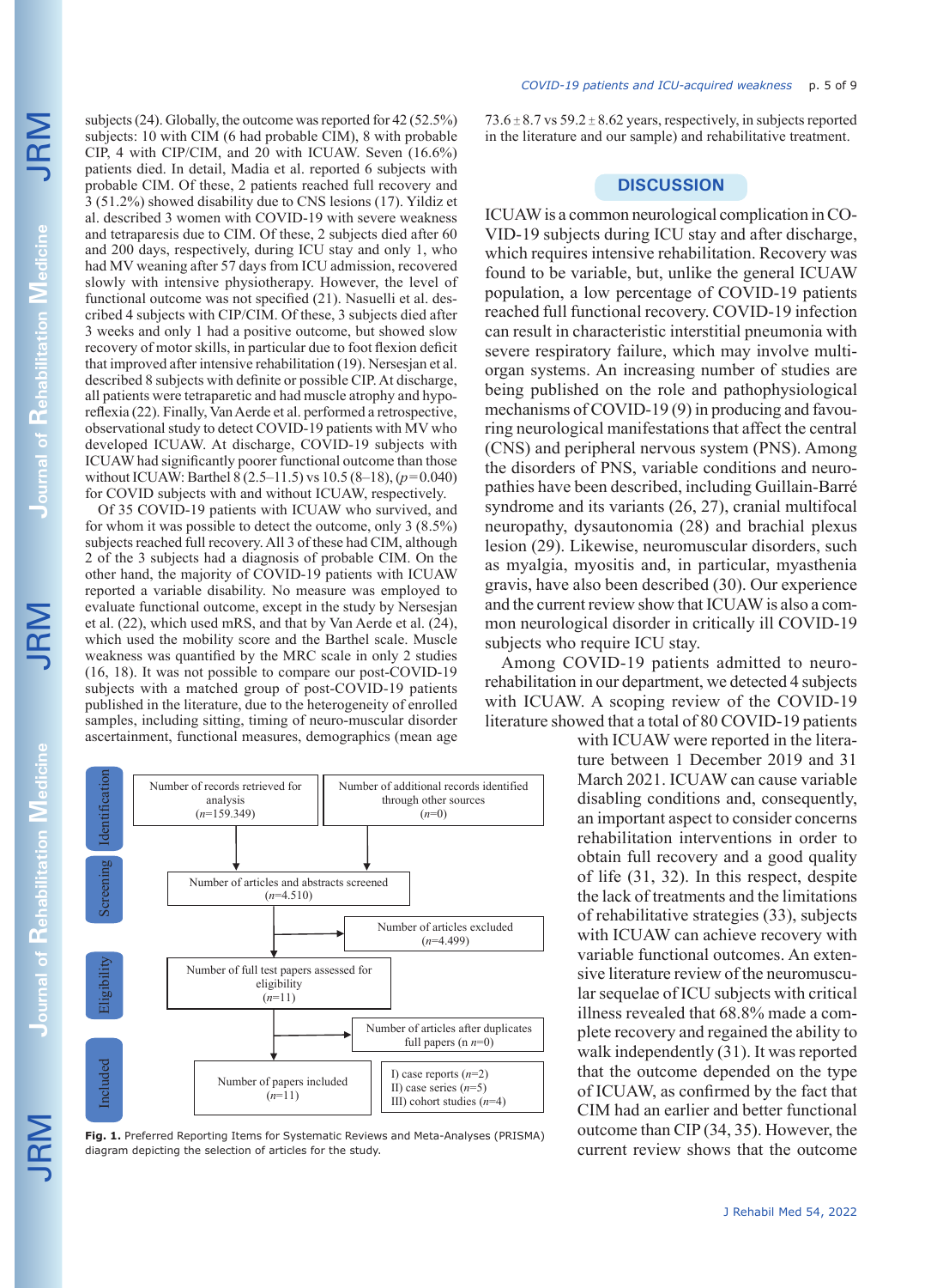subjects (24). Globally, the outcome was reported for 42 (52.5%) subjects: 10 with CIM (6 had probable CIM), 8 with probable CIP, 4 with CIP/CIM, and 20 with ICUAW. Seven (16.6%) patients died. In detail, Madia et al. reported 6 subjects with probable CIM. Of these, 2 patients reached full recovery and 3 (51.2%) showed disability due to CNS lesions (17). Yildiz et al. described 3 women with COVID-19 with severe weakness and tetraparesis due to CIM. Of these, 2 subjects died after 60 and 200 days, respectively, during ICU stay and only 1, who had MV weaning after 57 days from ICU admission, recovered slowly with intensive physiotherapy. However, the level of functional outcome was not specified (21). Nasuelli et al. described 4 subjects with CIP/CIM. Of these, 3 subjects died after 3 weeks and only 1 had a positive outcome, but showed slow recovery of motor skills, in particular due to foot flexion deficit that improved after intensive rehabilitation (19). Nersesjan et al. described 8 subjects with definite or possible CIP. At discharge, all patients were tetraparetic and had muscle atrophy and hyporeflexia (22). Finally, Van Aerde et al. performed a retrospective, observational study to detect COVID-19 patients with MV who developed ICUAW. At discharge, COVID-19 subjects with ICUAW had significantly poorer functional outcome than those without ICUAW: Barthel 8 (2.5–11.5) vs 10.5 (8–18), ($p=0.040$) for COVID subjects with and without ICUAW, respectively.

Of 35 COVID-19 patients with ICUAW who survived, and for whom it was possible to detect the outcome, only 3 (8.5%) subjects reached full recovery. All 3 of these had CIM, although 2 of the 3 subjects had a diagnosis of probable CIM. On the other hand, the majority of COVID-19 patients with ICUAW reported a variable disability. No measure was employed to evaluate functional outcome, except in the study by Nersesjan et al. (22), which used mRS, and that by Van Aerde et al. (24), which used the mobility score and the Barthel scale. Muscle weakness was quantified by the MRC scale in only 2 studies (16, 18). It was not possible to compare our post-COVID-19 subjects with a matched group of post-COVID-19 patients published in the literature, due to the heterogeneity of enrolled samples, including sitting, timing of neuro-muscular disorder ascertainment, functional measures, demographics (mean age 73.6 ± 8.7 vs 59.2 ± 8.62 years, respectively, in subjects reported in the literature and our sample) and rehabilitative treatment.

| Stage | | |
|---|---|---|
| Identification | Number of records retrieved for analysis ($n$=159.349) | Number of additional records identified through other sources ($n$=0) |
| Screening | Number of articles and abstracts screened ($n$=4.510) | Number of articles excluded ($n$=4.499) |
| Eligibility | Number of full test papers assessed for eligibility ($n$=11) | Number of articles after duplicates full papers (n $n$=0) |
| Included | Number of papers included ($n$=11) | I) case reports ($n$=2) II) case series ($n$=5) III) cohort studies ($n$=4) |

**Fig. 1.** Preferred Reporting Items for Systematic Reviews and Meta-Analyses (PRISMA) diagram depicting the selection of articles for the study.

## DISCUSSION

ICUAW is a common neurological complication in COVID-19 subjects during ICU stay and after discharge, which requires intensive rehabilitation. Recovery was found to be variable, but, unlike the general ICUAW population, a low percentage of COVID-19 patients reached full functional recovery. COVID-19 infection can result in characteristic interstitial pneumonia with severe respiratory failure, which may involve multi-organ systems. An increasing number of studies are being published on the role and pathophysiological mechanisms of COVID-19 (9) in producing and favouring neurological manifestations that affect the central (CNS) and peripheral nervous system (PNS). Among the disorders of PNS, variable conditions and neuropathies have been described, including Guillain-Barré syndrome and its variants (26, 27), cranial multifocal neuropathy, dysautonomia (28) and brachial plexus lesion (29). Likewise, neuromuscular disorders, such as myalgia, myositis and, in particular, myasthenia gravis, have also been described (30). Our experience and the current review show that ICUAW is also a common neurological disorder in critically ill COVID-19 subjects who require ICU stay.

Among COVID-19 patients admitted to neurorehabilitation in our department, we detected 4 subjects with ICUAW. A scoping review of the COVID-19 literature showed that a total of 80 COVID-19 patients with ICUAW were reported in the literature between 1 December 2019 and 31 March 2021. ICUAW can cause variable disabling conditions and, consequently, an important aspect to consider concerns rehabilitation interventions in order to obtain full recovery and a good quality of life (31, 32). In this respect, despite the lack of treatments and the limitations of rehabilitative strategies (33), subjects with ICUAW can achieve recovery with variable functional outcomes. An extensive literature review of the neuromuscular sequelae of ICU subjects with critical illness revealed that 68.8% made a complete recovery and regained the ability to walk independently (31). It was reported that the outcome depended on the type of ICUAW, as confirmed by the fact that CIM had an earlier and better functional outcome than CIP (34, 35). However, the current review shows that the outcome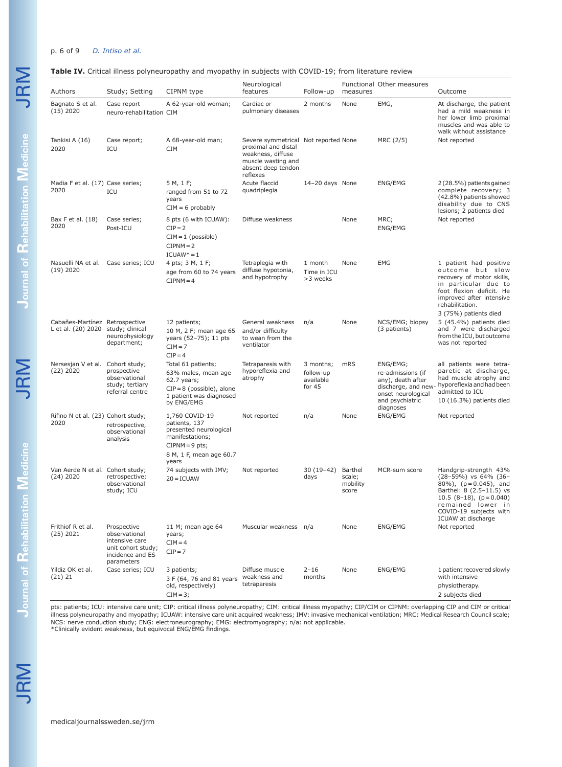**Table IV.** Critical illness polyneuropathy and myopathy in subjects with COVID-19; from literature review

| Authors | Study; Setting | CIPNM type | Neurological features | Follow-up | Functional measures | Other measures | Outcome |
|---|---|---|---|---|---|---|---|
| Bagnato S et al. (15) 2020 | Case report neuro-rehabilitation | A 62-year-old woman; CIM | Cardiac or pulmonary diseases | 2 months | None | EMG, | At discharge, the patient had a mild weakness in her lower limb proximal muscles and was able to walk without assistance |
| Tankisi A (16) 2020 | Case report; ICU | A 68-year-old man; CIM | Severe symmetrical proximal and distal weakness, diffuse muscle wasting and absent deep tendon reflexes | Not reported | None | MRC (2/5) | Not reported |
| Madia F et al. (17) 2020 | Case series; ICU | 5 M, 1 F; ranged from 51 to 72 years CIM = 6 probably | Acute flaccid quadriplegia | 14–20 days | None | ENG/EMG | 2 (28.5%) patients gained complete recovery; 3 (42.8%) patients showed disability due to CNS lesions; 2 patients died |
| Bax F et al. (18) 2020 | Case series; Post-ICU | 8 pts (6 with ICUAW): CIP = 2 CIM = 1 (possible) CIPNM = 2 ICUAW* = 1 | Diffuse weakness | | None | MRC; ENG/EMG | Not reported |
| Nasuelli NA et al. (19) 2020 | Case series; ICU | 4 pts; 3 M, 1 F; age from 60 to 74 years CIPNM = 4 | Tetraplegia with diffuse hypotonia, and hypotrophy | 1 month Time in ICU >3 weeks | None | EMG | 1 patient had positive outcome but slow recovery of motor skills, in particular due to foot flexion deficit. He improved after intensive rehabilitation. 3 (75%) patients died |
| Cabañes-Martínez L et al. (20) 2020 | Retrospective study; clinical neurophysiology department; | 12 patients; 10 M, 2 F; mean age 65 years (52–75); 11 pts CIM = 7 CIP = 4 | General weakness and/or difficulty to wean from the ventilator | n/a | None | NCS/EMG; biopsy (3 patients) | 5 (45.4%) patients died and 7 were discharged from the ICU, but outcome was not reported |
| Nersesjan V et al. (22) 2020 | Cohort study; prospective observational study; tertiary referral centre | Total 61 patients; 63% males, mean age 62.7 years; CIP = 8 (possible), alone 1 patient was diagnosed by ENG/EMG | Tetraparesis with hyporeflexia and atrophy | 3 months; follow-up available for 45 | mRS | ENG/EMG; re-admissions (if any), death after discharge, and new-onset neurological and psychiatric diagnoses | all patients were tetraparetic at discharge, had muscle atrophy and hyporeflexia and had been admitted to ICU 10 (16.3%) patients died |
| Rifino N et al. (23) 2020 | Cohort study; retrospective, observational analysis | 1,760 COVID-19 patients, 137 presented neurological manifestations; CIPNM = 9 pts; 8 M, 1 F, mean age 60.7 years | Not reported | n/a | None | ENG/EMG | Not reported |
| Van Aerde N et al. (24) 2020 | Cohort study; retrospective; observational study; ICU | 74 subjects with IMV; 20 = ICUAW | Not reported | 30 (19–42) days | Barthel scale; mobility score | MCR-sum score | Handgrip-strength 43% (28–59%) vs 64% (36–80%), (p = 0.045), and Barthel: 8 (2.5–11.5) vs 10.5 (8–18), (p = 0.040) remained lower in COVID-19 subjects with ICUAW at discharge |
| Frithiof R et al. (25) 2021 | Prospective observational intensive care unit cohort study; incidence and ES parameters | 11 M; mean age 64 years; CIM = 4 CIP = 7 | Muscular weakness | n/a | None | ENG/EMG | Not reported |
| Yildiz OK et al. (21) 21 | Case series; ICU | 3 patients; 3 F (64, 76 and 81 years old, respectively) CIM = 3; | Diffuse muscle weakness and tetraparesis | 2–16 months | None | ENG/EMG | 1 patient recovered slowly with intensive physiotherapy. 2 subjects died |

pts: patients; ICU: intensive care unit; CIP: critical illness polyneuropathy; CIM: critical illness myopathy; CIP/CIM or CIPNM: overlapping CIP and CIM or critical illness polyneuropathy and myopathy; ICUAW: intensive care unit acquired weakness; IMV: invasive mechanical ventilation; MRC: Medical Research Council scale; NCS: nerve conduction study; ENG: electroneurography; EMG: electromyography; n/a: not applicable.
*Clinically evident weakness, but equivocal ENG/EMG findings.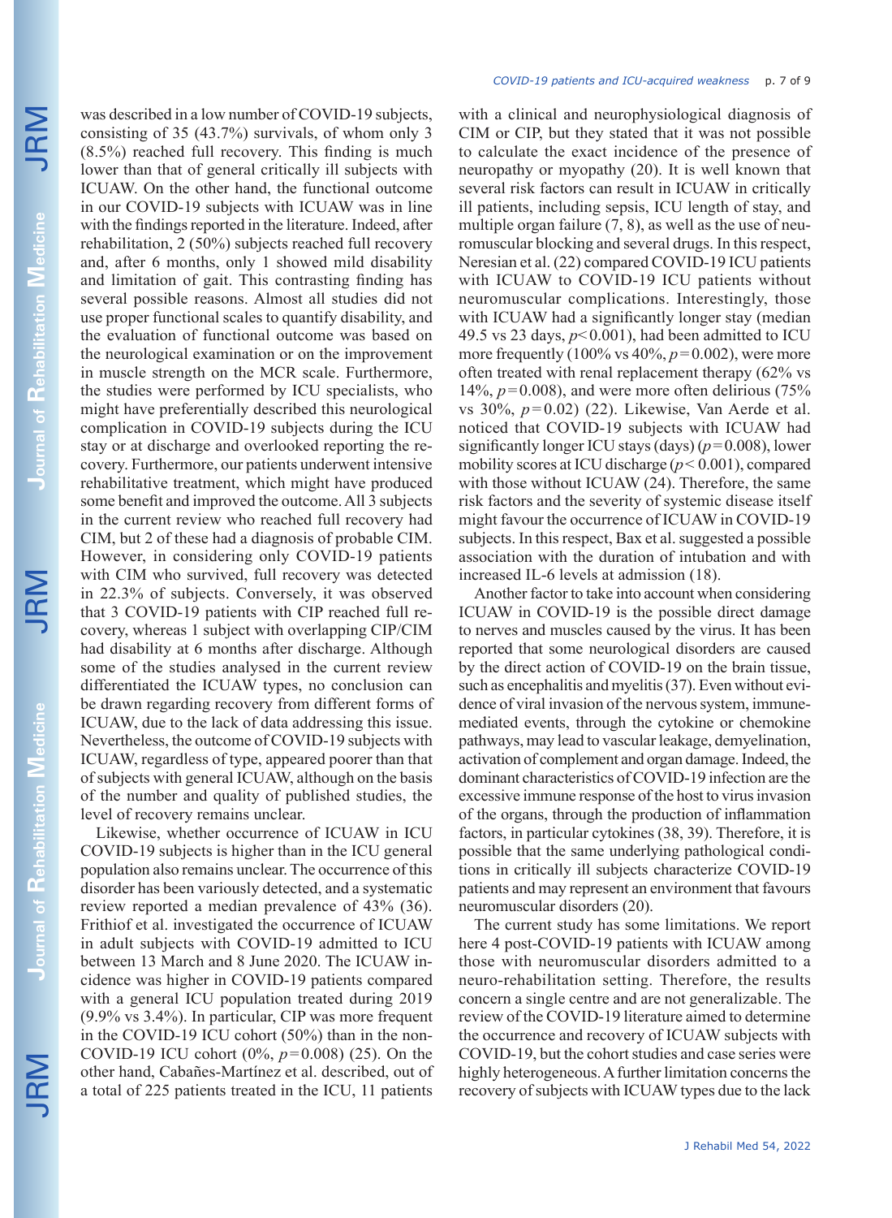was described in a low number of COVID-19 subjects, consisting of 35 (43.7%) survivals, of whom only 3 (8.5%) reached full recovery. This finding is much lower than that of general critically ill subjects with ICUAW. On the other hand, the functional outcome in our COVID-19 subjects with ICUAW was in line with the findings reported in the literature. Indeed, after rehabilitation, 2 (50%) subjects reached full recovery and, after 6 months, only 1 showed mild disability and limitation of gait. This contrasting finding has several possible reasons. Almost all studies did not use proper functional scales to quantify disability, and the evaluation of functional outcome was based on the neurological examination or on the improvement in muscle strength on the MCR scale. Furthermore, the studies were performed by ICU specialists, who might have preferentially described this neurological complication in COVID-19 subjects during the ICU stay or at discharge and overlooked reporting the recovery. Furthermore, our patients underwent intensive rehabilitative treatment, which might have produced some benefit and improved the outcome. All 3 subjects in the current review who reached full recovery had CIM, but 2 of these had a diagnosis of probable CIM. However, in considering only COVID-19 patients with CIM who survived, full recovery was detected in 22.3% of subjects. Conversely, it was observed that 3 COVID-19 patients with CIP reached full recovery, whereas 1 subject with overlapping CIP/CIM had disability at 6 months after discharge. Although some of the studies analysed in the current review differentiated the ICUAW types, no conclusion can be drawn regarding recovery from different forms of ICUAW, due to the lack of data addressing this issue. Nevertheless, the outcome of COVID-19 subjects with ICUAW, regardless of type, appeared poorer than that of subjects with general ICUAW, although on the basis of the number and quality of published studies, the level of recovery remains unclear.

Likewise, whether occurrence of ICUAW in ICU COVID-19 subjects is higher than in the ICU general population also remains unclear. The occurrence of this disorder has been variously detected, and a systematic review reported a median prevalence of 43% (36). Frithiof et al. investigated the occurrence of ICUAW in adult subjects with COVID-19 admitted to ICU between 13 March and 8 June 2020. The ICUAW incidence was higher in COVID-19 patients compared with a general ICU population treated during 2019 (9.9% vs 3.4%). In particular, CIP was more frequent in the COVID-19 ICU cohort (50%) than in the non-COVID-19 ICU cohort (0%, $p=0.008$) (25). On the other hand, Cabañes-Martínez et al. described, out of a total of 225 patients treated in the ICU, 11 patients with a clinical and neurophysiological diagnosis of CIM or CIP, but they stated that it was not possible to calculate the exact incidence of the presence of neuropathy or myopathy (20). It is well known that several risk factors can result in ICUAW in critically ill patients, including sepsis, ICU length of stay, and multiple organ failure (7, 8), as well as the use of neuromuscular blocking and several drugs. In this respect, Neresian et al. (22) compared COVID-19 ICU patients with ICUAW to COVID-19 ICU patients without neuromuscular complications. Interestingly, those with ICUAW had a significantly longer stay (median 49.5 vs 23 days, $p<0.001$), had been admitted to ICU more frequently (100% vs 40%, $p=0.002$), were more often treated with renal replacement therapy (62% vs 14%, $p=0.008$), and were more often delirious (75% vs 30%, $p=0.02$) (22). Likewise, Van Aerde et al. noticed that COVID-19 subjects with ICUAW had significantly longer ICU stays (days) ($p=0.008$), lower mobility scores at ICU discharge ($p<0.001$), compared with those without ICUAW (24). Therefore, the same risk factors and the severity of systemic disease itself might favour the occurrence of ICUAW in COVID-19 subjects. In this respect, Bax et al. suggested a possible association with the duration of intubation and with increased IL-6 levels at admission (18).

Another factor to take into account when considering ICUAW in COVID-19 is the possible direct damage to nerves and muscles caused by the virus. It has been reported that some neurological disorders are caused by the direct action of COVID-19 on the brain tissue, such as encephalitis and myelitis (37). Even without evidence of viral invasion of the nervous system, immune-mediated events, through the cytokine or chemokine pathways, may lead to vascular leakage, demyelination, activation of complement and organ damage. Indeed, the dominant characteristics of COVID-19 infection are the excessive immune response of the host to virus invasion of the organs, through the production of inflammation factors, in particular cytokines (38, 39). Therefore, it is possible that the same underlying pathological conditions in critically ill subjects characterize COVID-19 patients and may represent an environment that favours neuromuscular disorders (20).

The current study has some limitations. We report here 4 post-COVID-19 patients with ICUAW among those with neuromuscular disorders admitted to a neuro-rehabilitation setting. Therefore, the results concern a single centre and are not generalizable. The review of the COVID-19 literature aimed to determine the occurrence and recovery of ICUAW subjects with COVID-19, but the cohort studies and case series were highly heterogeneous. A further limitation concerns the recovery of subjects with ICUAW types due to the lack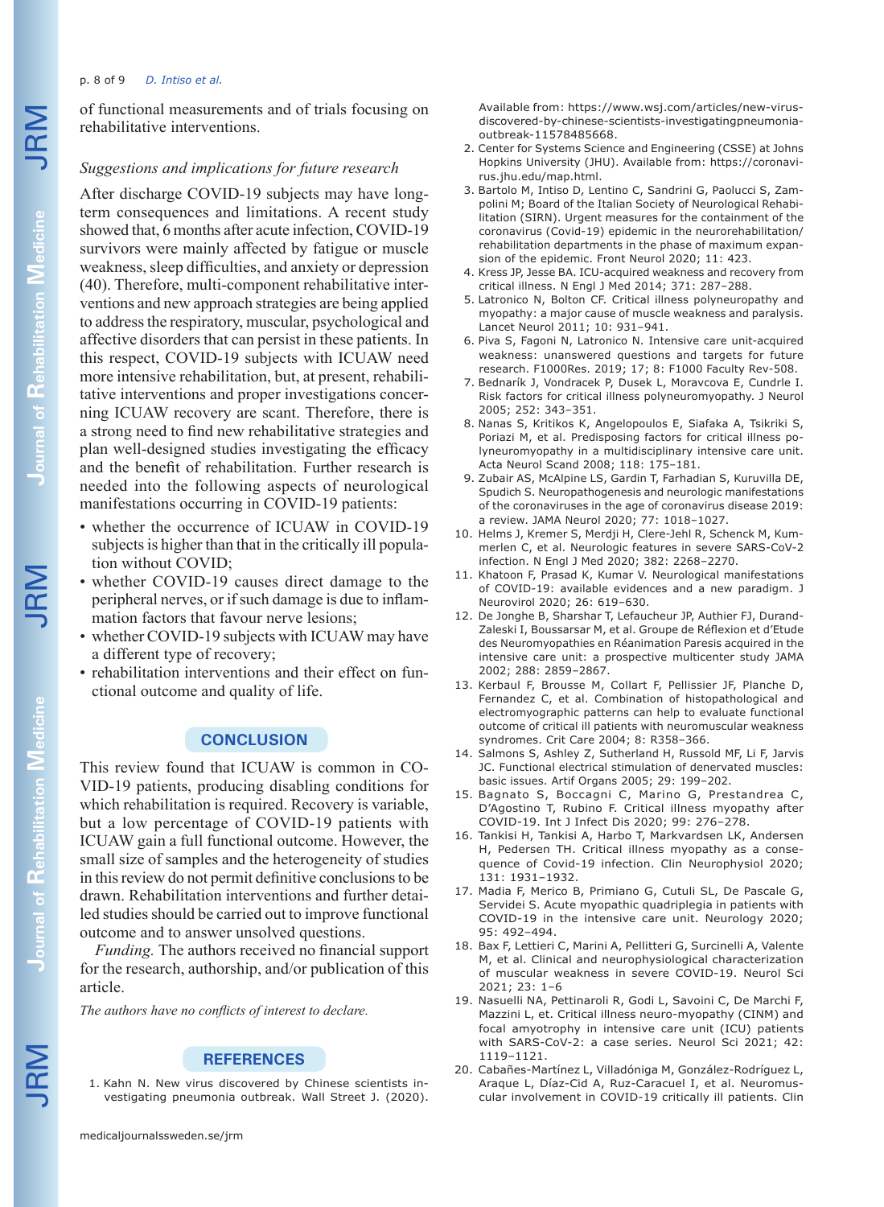of functional measurements and of trials focusing on rehabilitative interventions.

### *Suggestions and implications for future research*

After discharge COVID-19 subjects may have long-term consequences and limitations. A recent study showed that, 6 months after acute infection, COVID-19 survivors were mainly affected by fatigue or muscle weakness, sleep difficulties, and anxiety or depression (40). Therefore, multi-component rehabilitative interventions and new approach strategies are being applied to address the respiratory, muscular, psychological and affective disorders that can persist in these patients. In this respect, COVID-19 subjects with ICUAW need more intensive rehabilitation, but, at present, rehabilitative interventions and proper investigations concerning ICUAW recovery are scant. Therefore, there is a strong need to find new rehabilitative strategies and plan well-designed studies investigating the efficacy and the benefit of rehabilitation. Further research is needed into the following aspects of neurological manifestations occurring in COVID-19 patients:

- whether the occurrence of ICUAW in COVID-19 subjects is higher than that in the critically ill population without COVID;
- whether COVID-19 causes direct damage to the peripheral nerves, or if such damage is due to inflammation factors that favour nerve lesions;
- whether COVID-19 subjects with ICUAW may have a different type of recovery;
- rehabilitation interventions and their effect on functional outcome and quality of life.

## CONCLUSION

This review found that ICUAW is common in COVID-19 patients, producing disabling conditions for which rehabilitation is required. Recovery is variable, but a low percentage of COVID-19 patients with ICUAW gain a full functional outcome. However, the small size of samples and the heterogeneity of studies in this review do not permit definitive conclusions to be drawn. Rehabilitation interventions and further detailed studies should be carried out to improve functional outcome and to answer unsolved questions.

*Funding.* The authors received no financial support for the research, authorship, and/or publication of this article.

*The authors have no conflicts of interest to declare.*

## REFERENCES

1. Kahn N. New virus discovered by Chinese scientists investigating pneumonia outbreak. Wall Street J. (2020). Available from: https://www.wsj.com/articles/new-virus-discovered-by-chinese-scientists-investigatingpneumonia-outbreak-11578485668.
2. Center for Systems Science and Engineering (CSSE) at Johns Hopkins University (JHU). Available from: https://coronavirus.jhu.edu/map.html.
3. Bartolo M, Intiso D, Lentino C, Sandrini G, Paolucci S, Zampolini M; Board of the Italian Society of Neurological Rehabilitation (SIRN). Urgent measures for the containment of the coronavirus (Covid-19) epidemic in the neurorehabilitation/rehabilitation departments in the phase of maximum expansion of the epidemic. Front Neurol 2020; 11: 423.
4. Kress JP, Jesse BA. ICU-acquired weakness and recovery from critical illness. N Engl J Med 2014; 371: 287–288.
5. Latronico N, Bolton CF. Critical illness polyneuropathy and myopathy: a major cause of muscle weakness and paralysis. Lancet Neurol 2011; 10: 931–941.
6. Piva S, Fagoni N, Latronico N. Intensive care unit-acquired weakness: unanswered questions and targets for future research. F1000Res. 2019; 17; 8: F1000 Faculty Rev-508.
7. Bednarík J, Vondracek P, Dusek L, Moravcova E, Cundrle I. Risk factors for critical illness polyneuromyopathy. J Neurol 2005; 252: 343–351.
8. Nanas S, Kritikos K, Angelopoulos E, Siafaka A, Tsikriki S, Poriazi M, et al. Predisposing factors for critical illness polyneuromyopathy in a multidisciplinary intensive care unit. Acta Neurol Scand 2008; 118: 175–181.
9. Zubair AS, McAlpine LS, Gardin T, Farhadian S, Kuruvilla DE, Spudich S. Neuropathogenesis and neurologic manifestations of the coronaviruses in the age of coronavirus disease 2019: a review. JAMA Neurol 2020; 77: 1018–1027.
10. Helms J, Kremer S, Merdji H, Clere-Jehl R, Schenck M, Kummerlen C, et al. Neurologic features in severe SARS-CoV-2 infection. N Engl J Med 2020; 382: 2268–2270.
11. Khatoon F, Prasad K, Kumar V. Neurological manifestations of COVID-19: available evidences and a new paradigm. J Neurovirol 2020; 26: 619–630.
12. De Jonghe B, Sharshar T, Lefaucheur JP, Authier FJ, Durand-Zaleski I, Boussarsar M, et al. Groupe de Réflexion et d'Etude des Neuromyopathies en Réanimation Paresis acquired in the intensive care unit: a prospective multicenter study JAMA 2002; 288: 2859–2867.
13. Kerbaul F, Brousse M, Collart F, Pellissier JF, Planche D, Fernandez C, et al. Combination of histopathological and electromyographic patterns can help to evaluate functional outcome of critical ill patients with neuromuscular weakness syndromes. Crit Care 2004; 8: R358–366.
14. Salmons S, Ashley Z, Sutherland H, Russold MF, Li F, Jarvis JC. Functional electrical stimulation of denervated muscles: basic issues. Artif Organs 2005; 29: 199–202.
15. Bagnato S, Boccagni C, Marino G, Prestandrea C, D'Agostino T, Rubino F. Critical illness myopathy after COVID-19. Int J Infect Dis 2020; 99: 276–278.
16. Tankisi H, Tankisi A, Harbo T, Markvardsen LK, Andersen H, Pedersen TH. Critical illness myopathy as a consequence of Covid-19 infection. Clin Neurophysiol 2020; 131: 1931–1932.
17. Madia F, Merico B, Primiano G, Cutuli SL, De Pascale G, Servidei S. Acute myopathic quadriplegia in patients with COVID-19 in the intensive care unit. Neurology 2020; 95: 492–494.
18. Bax F, Lettieri C, Marini A, Pellitteri G, Surcinelli A, Valente M, et al. Clinical and neurophysiological characterization of muscular weakness in severe COVID-19. Neurol Sci 2021; 23: 1–6
19. Nasuelli NA, Pettinaroli R, Godi L, Savoini C, De Marchi F, Mazzini L, et. Critical illness neuro-myopathy (CINM) and focal amyotrophy in intensive care unit (ICU) patients with SARS-CoV-2: a case series. Neurol Sci 2021; 42: 1119–1121.
20. Cabañes-Martínez L, Villadóniga M, González-Rodríguez L, Araque L, Díaz-Cid A, Ruz-Caracuel I, et al. Neuromuscular involvement in COVID-19 critically ill patients. Clin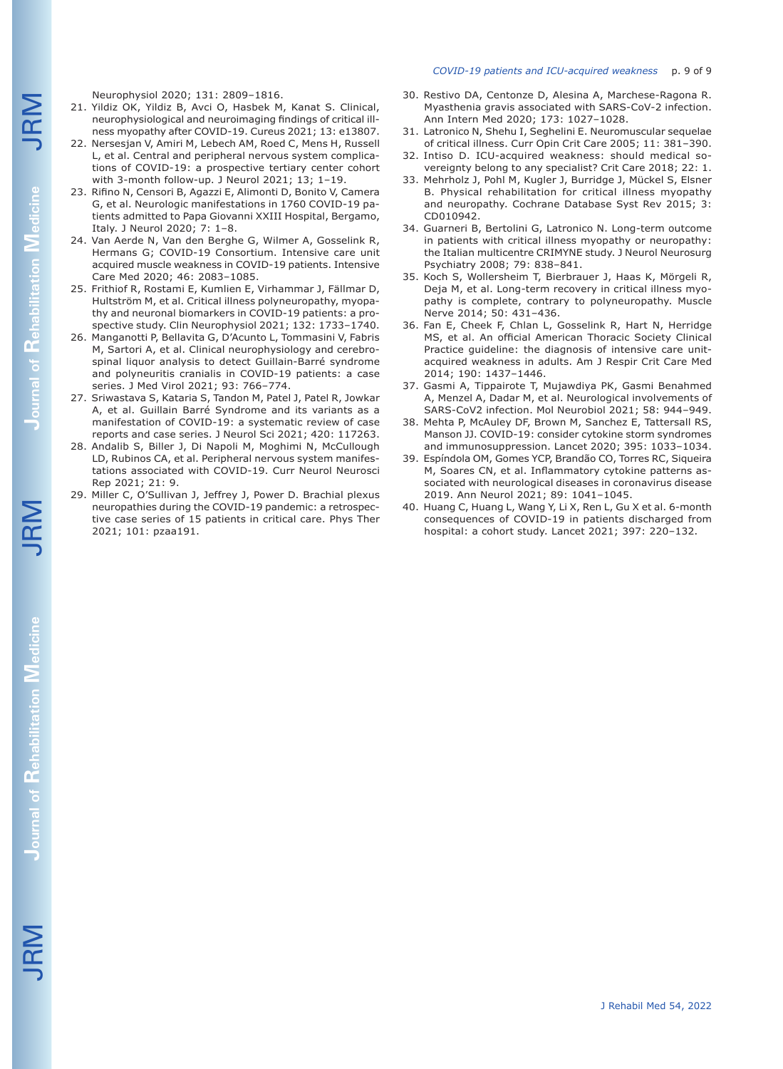Neurophysiol 2020; 131: 2809–1816.

21. Yildiz OK, Yildiz B, Avci O, Hasbek M, Kanat S. Clinical, neurophysiological and neuroimaging findings of critical illness myopathy after COVID-19. Cureus 2021; 13: e13807.
22. Nersesjan V, Amiri M, Lebech AM, Roed C, Mens H, Russell L, et al. Central and peripheral nervous system complications of COVID-19: a prospective tertiary center cohort with 3-month follow-up. J Neurol 2021; 13; 1–19.
23. Rifino N, Censori B, Agazzi E, Alimonti D, Bonito V, Camera G, et al. Neurologic manifestations in 1760 COVID-19 patients admitted to Papa Giovanni XXIII Hospital, Bergamo, Italy. J Neurol 2020; 7: 1–8.
24. Van Aerde N, Van den Berghe G, Wilmer A, Gosselink R, Hermans G; COVID-19 Consortium. Intensive care unit acquired muscle weakness in COVID-19 patients. Intensive Care Med 2020; 46: 2083–1085.
25. Frithiof R, Rostami E, Kumlien E, Virhammar J, Fällmar D, Hultström M, et al. Critical illness polyneuropathy, myopathy and neuronal biomarkers in COVID-19 patients: a prospective study. Clin Neurophysiol 2021; 132: 1733–1740.
26. Manganotti P, Bellavita G, D'Acunto L, Tommasini V, Fabris M, Sartori A, et al. Clinical neurophysiology and cerebrospinal liquor analysis to detect Guillain-Barré syndrome and polyneuritis cranialis in COVID-19 patients: a case series. J Med Virol 2021; 93: 766–774.
27. Sriwastava S, Kataria S, Tandon M, Patel J, Patel R, Jowkar A, et al. Guillain Barré Syndrome and its variants as a manifestation of COVID-19: a systematic review of case reports and case series. J Neurol Sci 2021; 420: 117263.
28. Andalib S, Biller J, Di Napoli M, Moghimi N, McCullough LD, Rubinos CA, et al. Peripheral nervous system manifestations associated with COVID-19. Curr Neurol Neurosci Rep 2021; 21: 9.
29. Miller C, O'Sullivan J, Jeffrey J, Power D. Brachial plexus neuropathies during the COVID-19 pandemic: a retrospective case series of 15 patients in critical care. Phys Ther 2021; 101: pzaa191.
30. Restivo DA, Centonze D, Alesina A, Marchese-Ragona R. Myasthenia gravis associated with SARS-CoV-2 infection. Ann Intern Med 2020; 173: 1027–1028.
31. Latronico N, Shehu I, Seghelini E. Neuromuscular sequelae of critical illness. Curr Opin Crit Care 2005; 11: 381–390.
32. Intiso D. ICU-acquired weakness: should medical sovereignty belong to any specialist? Crit Care 2018; 22: 1.
33. Mehrholz J, Pohl M, Kugler J, Burridge J, Mückel S, Elsner B. Physical rehabilitation for critical illness myopathy and neuropathy. Cochrane Database Syst Rev 2015; 3: CD010942.
34. Guarneri B, Bertolini G, Latronico N. Long-term outcome in patients with critical illness myopathy or neuropathy: the Italian multicentre CRIMYNE study. J Neurol Neurosurg Psychiatry 2008; 79: 838–841.
35. Koch S, Wollersheim T, Bierbrauer J, Haas K, Mörgeli R, Deja M, et al. Long-term recovery in critical illness myopathy is complete, contrary to polyneuropathy. Muscle Nerve 2014; 50: 431–436.
36. Fan E, Cheek F, Chlan L, Gosselink R, Hart N, Herridge MS, et al. An official American Thoracic Society Clinical Practice guideline: the diagnosis of intensive care unit-acquired weakness in adults. Am J Respir Crit Care Med 2014; 190: 1437–1446.
37. Gasmi A, Tippairote T, Mujawdiya PK, Gasmi Benahmed A, Menzel A, Dadar M, et al. Neurological involvements of SARS-CoV2 infection. Mol Neurobiol 2021; 58: 944–949.
38. Mehta P, McAuley DF, Brown M, Sanchez E, Tattersall RS, Manson JJ. COVID-19: consider cytokine storm syndromes and immunosuppression. Lancet 2020; 395: 1033–1034.
39. Espíndola OM, Gomes YCP, Brandão CO, Torres RC, Siqueira M, Soares CN, et al. Inflammatory cytokine patterns associated with neurological diseases in coronavirus disease 2019. Ann Neurol 2021; 89: 1041–1045.
40. Huang C, Huang L, Wang Y, Li X, Ren L, Gu X et al. 6-month consequences of COVID-19 in patients discharged from hospital: a cohort study. Lancet 2021; 397: 220–132.